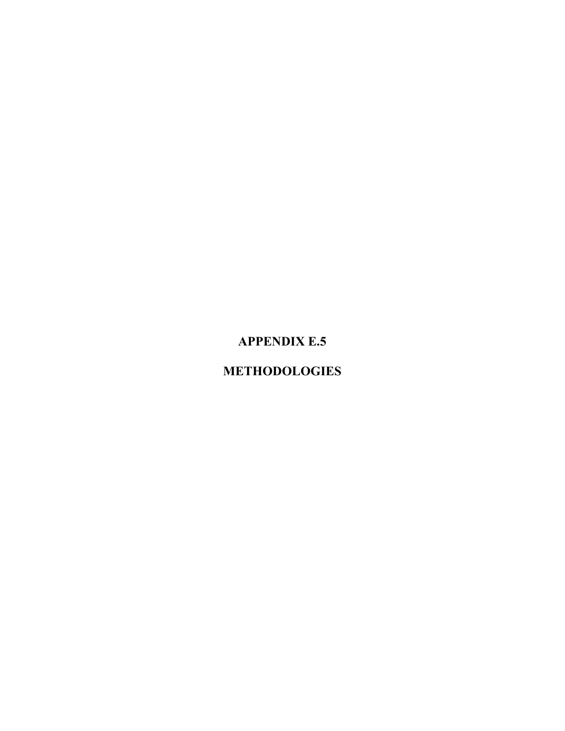# APPENDIX E.5

# METHODOLOGIES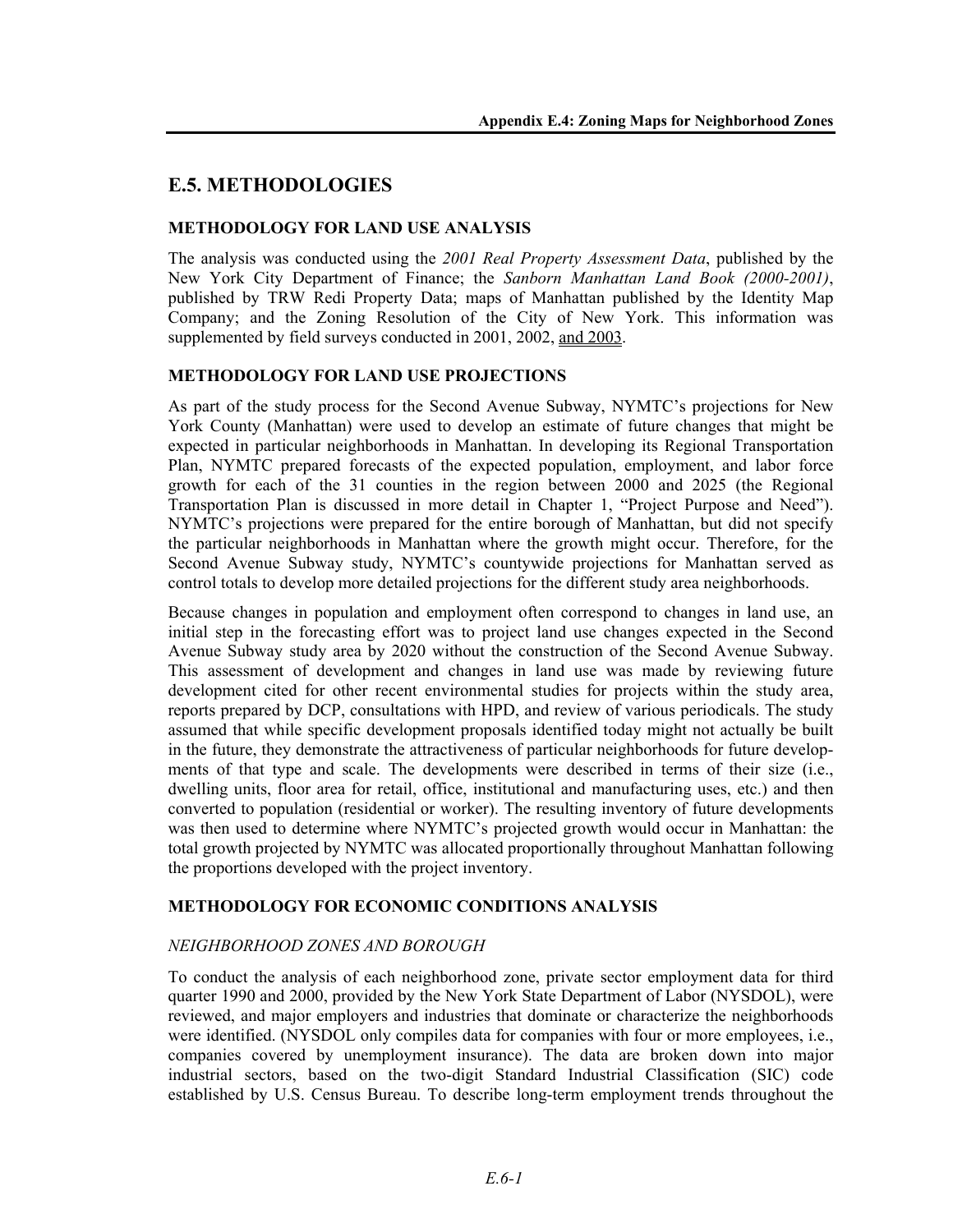## E.5. METHODOLOGIES

### METHODOLOGY FOR LAND USE ANALYSIS

The analysis was conducted using the *2001 Real Property Assessment Data*, published by the New York City Department of Finance; the *Sanborn Manhattan Land Book (2000-2001)*, published by TRW Redi Property Data; maps of Manhattan published by the Identity Map Company; and the Zoning Resolution of the City of New York. This information was supplemented by field surveys conducted in 2001, 2002, and 2003.

### METHODOLOGY FOR LAND USE PROJECTIONS

As part of the study process for the Second Avenue Subway, NYMTC's projections for New York County (Manhattan) were used to develop an estimate of future changes that might be expected in particular neighborhoods in Manhattan. In developing its Regional Transportation Plan, NYMTC prepared forecasts of the expected population, employment, and labor force growth for each of the 31 counties in the region between 2000 and 2025 (the Regional Transportation Plan is discussed in more detail in Chapter 1, "Project Purpose and Need"). NYMTC's projections were prepared for the entire borough of Manhattan, but did not specify the particular neighborhoods in Manhattan where the growth might occur. Therefore, for the Second Avenue Subway study, NYMTC's countywide projections for Manhattan served as control totals to develop more detailed projections for the different study area neighborhoods.

Because changes in population and employment often correspond to changes in land use, an initial step in the forecasting effort was to project land use changes expected in the Second Avenue Subway study area by 2020 without the construction of the Second Avenue Subway. This assessment of development and changes in land use was made by reviewing future development cited for other recent environmental studies for projects within the study area, reports prepared by DCP, consultations with HPD, and review of various periodicals. The study assumed that while specific development proposals identified today might not actually be built in the future, they demonstrate the attractiveness of particular neighborhoods for future developments of that type and scale. The developments were described in terms of their size (i.e., dwelling units, floor area for retail, office, institutional and manufacturing uses, etc.) and then converted to population (residential or worker). The resulting inventory of future developments was then used to determine where NYMTC's projected growth would occur in Manhattan: the total growth projected by NYMTC was allocated proportionally throughout Manhattan following the proportions developed with the project inventory.

### METHODOLOGY FOR ECONOMIC CONDITIONS ANALYSIS

#### *NEIGHBORHOOD ZONES AND BOROUGH*

To conduct the analysis of each neighborhood zone, private sector employment data for third quarter 1990 and 2000, provided by the New York State Department of Labor (NYSDOL), were reviewed, and major employers and industries that dominate or characterize the neighborhoods were identified. (NYSDOL only compiles data for companies with four or more employees, i.e., companies covered by unemployment insurance). The data are broken down into major industrial sectors, based on the two-digit Standard Industrial Classification (SIC) code established by U.S. Census Bureau. To describe long-term employment trends throughout the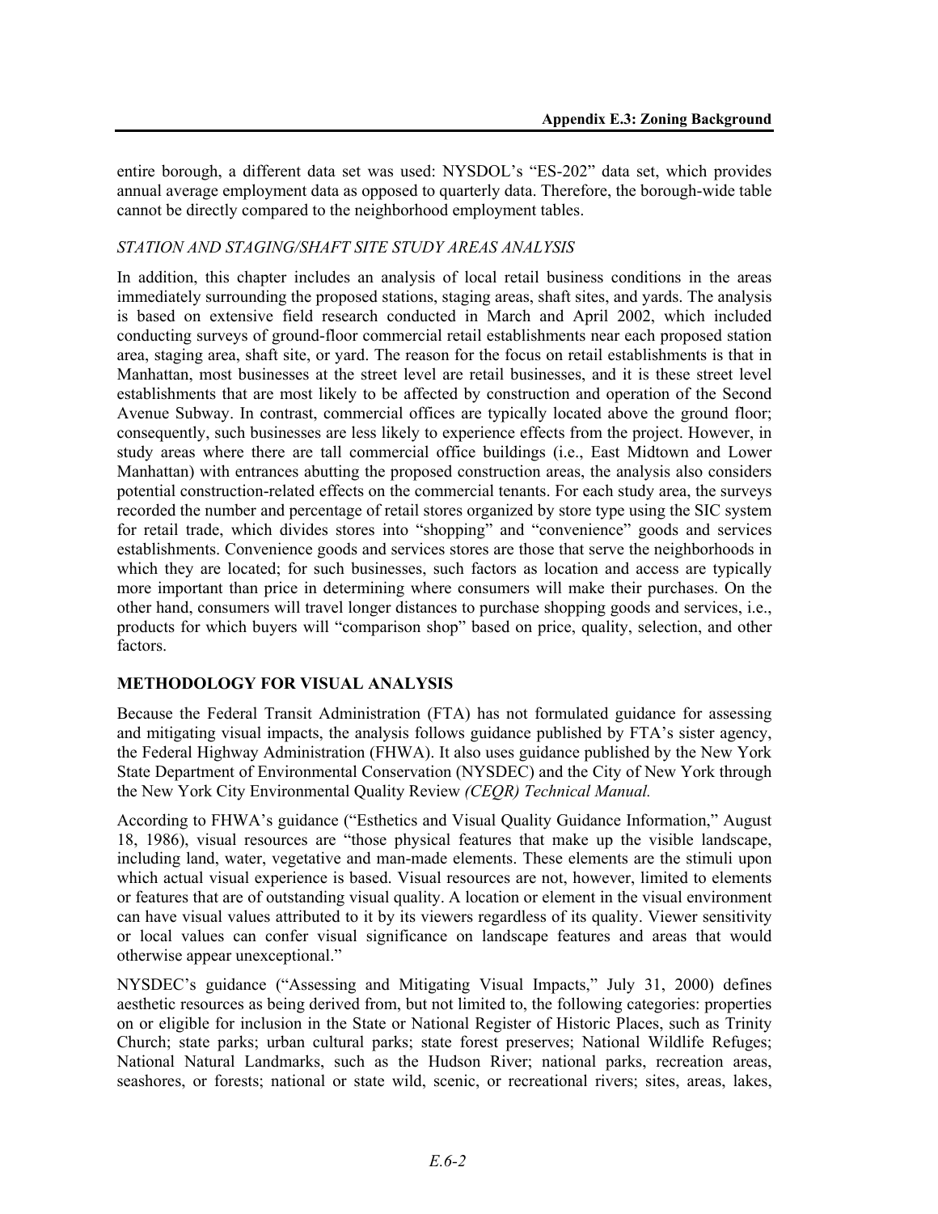entire borough, a different data set was used: NYSDOL's "ES-202" data set, which provides annual average employment data as opposed to quarterly data. Therefore, the borough-wide table cannot be directly compared to the neighborhood employment tables.

*STATION AND STAGING/SHAFT SITE STUDY AREAS ANALYSIS*

In addition, this chapter includes an analysis of local retail business conditions in the areas immediately surrounding the proposed stations, staging areas, shaft sites, and yards. The analysis is based on extensive field research conducted in March and April 2002, which included conducting surveys of ground-floor commercial retail establishments near each proposed station area, staging area, shaft site, or yard. The reason for the focus on retail establishments is that in Manhattan, most businesses at the street level are retail businesses, and it is these street level establishments that are most likely to be affected by construction and operation of the Second Avenue Subway. In contrast, commercial offices are typically located above the ground floor; consequently, such businesses are less likely to experience effects from the project. However, in study areas where there are tall commercial office buildings (i.e., East Midtown and Lower Manhattan) with entrances abutting the proposed construction areas, the analysis also considers potential construction-related effects on the commercial tenants. For each study area, the surveys recorded the number and percentage of retail stores organized by store type using the SIC system for retail trade, which divides stores into "shopping" and "convenience" goods and services establishments. Convenience goods and services stores are those that serve the neighborhoods in which they are located; for such businesses, such factors as location and access are typically more important than price in determining where consumers will make their purchases. On the other hand, consumers will travel longer distances to purchase shopping goods and services, i.e., products for which buyers will "comparison shop" based on price, quality, selection, and other factors.

## METHODOLOGY FOR VISUAL ANALYSIS

Because the Federal Transit Administration (FTA) has not formulated guidance for assessing and mitigating visual impacts, the analysis follows guidance published by FTA's sister agency, the Federal Highway Administration (FHWA). It also uses guidance published by the New York State Department of Environmental Conservation (NYSDEC) and the City of New York through the New York City Environmental Quality Review *(CEQR) Technical Manual.*

According to FHWA's guidance ("Esthetics and Visual Quality Guidance Information," August 18, 1986), visual resources are "those physical features that make up the visible landscape, including land, water, vegetative and man-made elements. These elements are the stimuli upon which actual visual experience is based. Visual resources are not, however, limited to elements or features that are of outstanding visual quality. A location or element in the visual environment can have visual values attributed to it by its viewers regardless of its quality. Viewer sensitivity or local values can confer visual significance on landscape features and areas that would otherwise appear unexceptional."

NYSDEC's guidance ("Assessing and Mitigating Visual Impacts," July 31, 2000) defines aesthetic resources as being derived from, but not limited to, the following categories: properties on or eligible for inclusion in the State or National Register of Historic Places, such as Trinity Church; state parks; urban cultural parks; state forest preserves; National Wildlife Refuges; National Natural Landmarks, such as the Hudson River; national parks, recreation areas, seashores, or forests; national or state wild, scenic, or recreational rivers; sites, areas, lakes,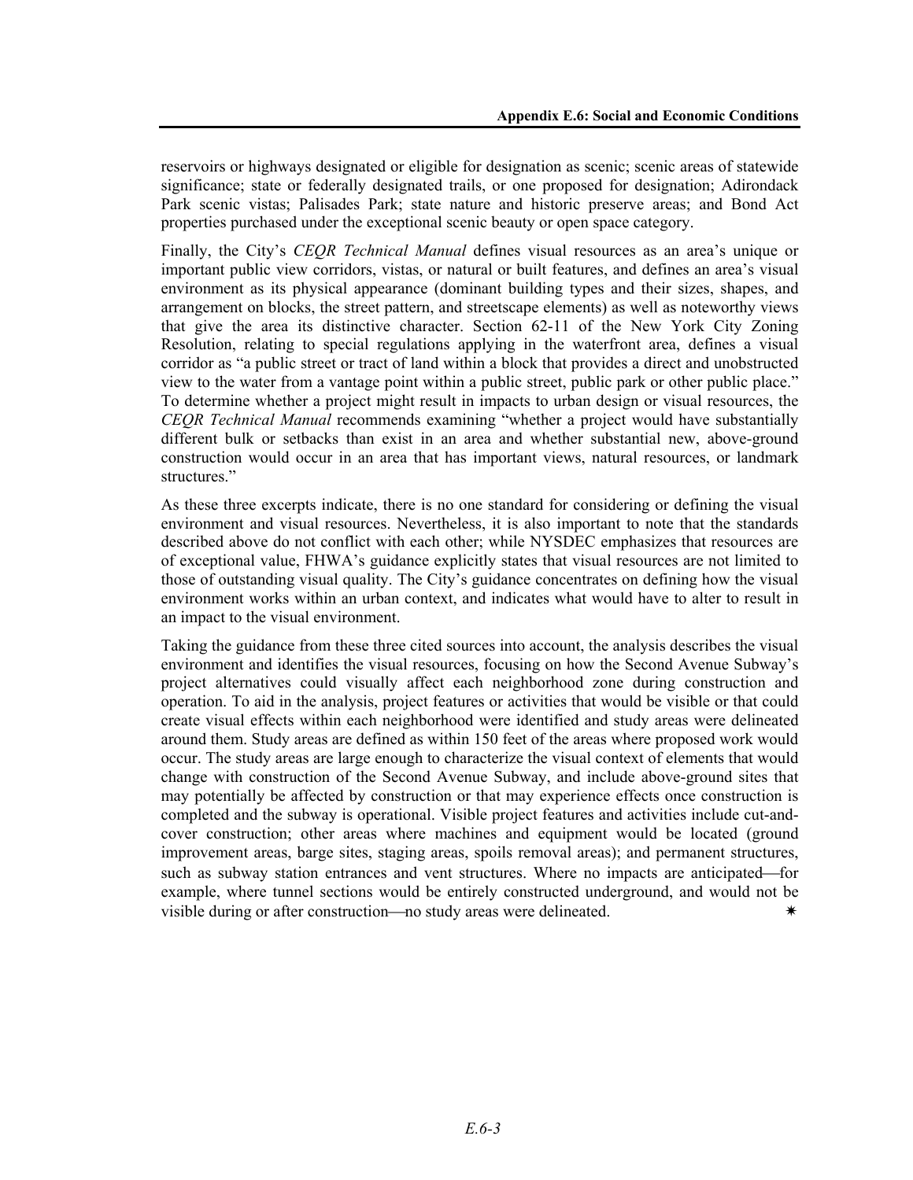reservoirs or highways designated or eligible for designation as scenic; scenic areas of statewide significance; state or federally designated trails, or one proposed for designation; Adirondack Park scenic vistas; Palisades Park; state nature and historic preserve areas; and Bond Act properties purchased under the exceptional scenic beauty or open space category.

Finally, the City's *CEQR Technical Manual* defines visual resources as an area's unique or important public view corridors, vistas, or natural or built features, and defines an area's visual environment as its physical appearance (dominant building types and their sizes, shapes, and arrangement on blocks, the street pattern, and streetscape elements) as well as noteworthy views that give the area its distinctive character. Section 62-11 of the New York City Zoning Resolution, relating to special regulations applying in the waterfront area, defines a visual corridor as "a public street or tract of land within a block that provides a direct and unobstructed view to the water from a vantage point within a public street, public park or other public place." To determine whether a project might result in impacts to urban design or visual resources, the *CEQR Technical Manual* recommends examining "whether a project would have substantially different bulk or setbacks than exist in an area and whether substantial new, above-ground construction would occur in an area that has important views, natural resources, or landmark structures."

As these three excerpts indicate, there is no one standard for considering or defining the visual environment and visual resources. Nevertheless, it is also important to note that the standards described above do not conflict with each other; while NYSDEC emphasizes that resources are of exceptional value, FHWA's guidance explicitly states that visual resources are not limited to those of outstanding visual quality. The City's guidance concentrates on defining how the visual environment works within an urban context, and indicates what would have to alter to result in an impact to the visual environment.

Taking the guidance from these three cited sources into account, the analysis describes the visual environment and identifies the visual resources, focusing on how the Second Avenue Subway's project alternatives could visually affect each neighborhood zone during construction and operation. To aid in the analysis, project features or activities that would be visible or that could create visual effects within each neighborhood were identified and study areas were delineated around them. Study areas are defined as within 150 feet of the areas where proposed work would occur. The study areas are large enough to characterize the visual context of elements that would change with construction of the Second Avenue Subway, and include above-ground sites that may potentially be affected by construction or that may experience effects once construction is completed and the subway is operational. Visible project features and activities include cut-and-cover construction; other areas where machines and equipment would be located (ground improvement areas, barge sites, staging areas, spoils removal areas); and permanent structures, such as subway station entrances and vent structures. Where no impacts are anticipated—for example, where tunnel sections would be entirely constructed underground, and would not be visible during or after construction—no study areas were delineated. ✴